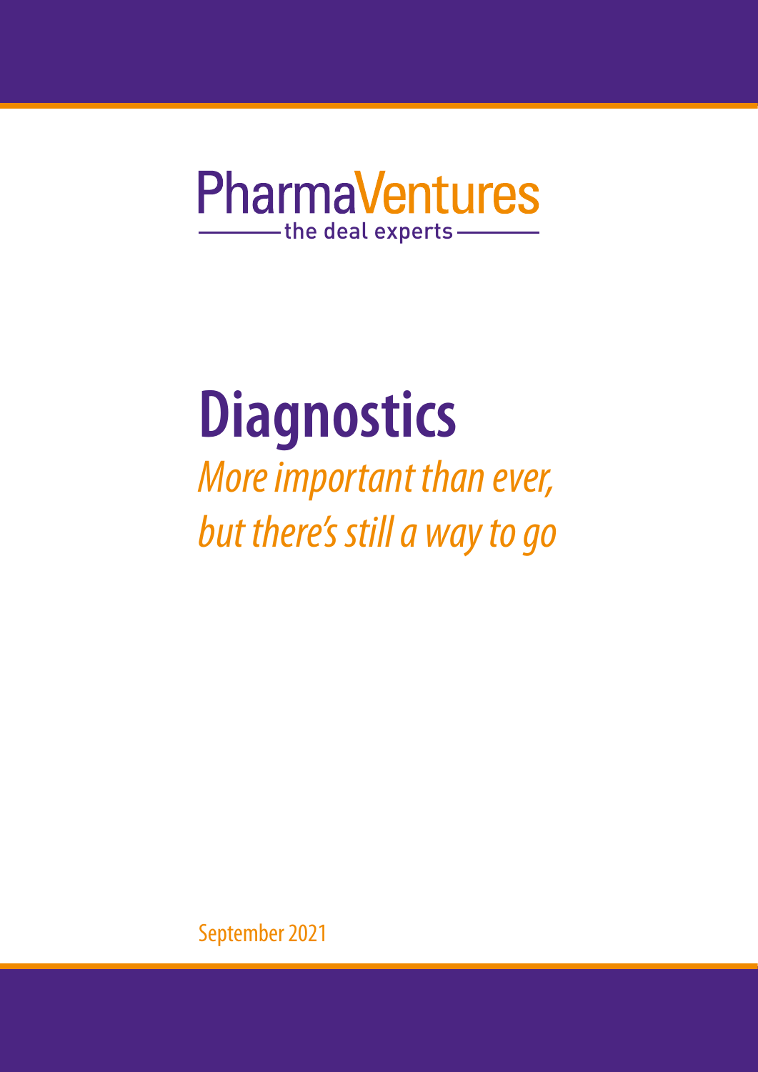PharmaVentures

the deal experts

# Diagnostics

*More important than ever, but there's still a way to go*

September 2021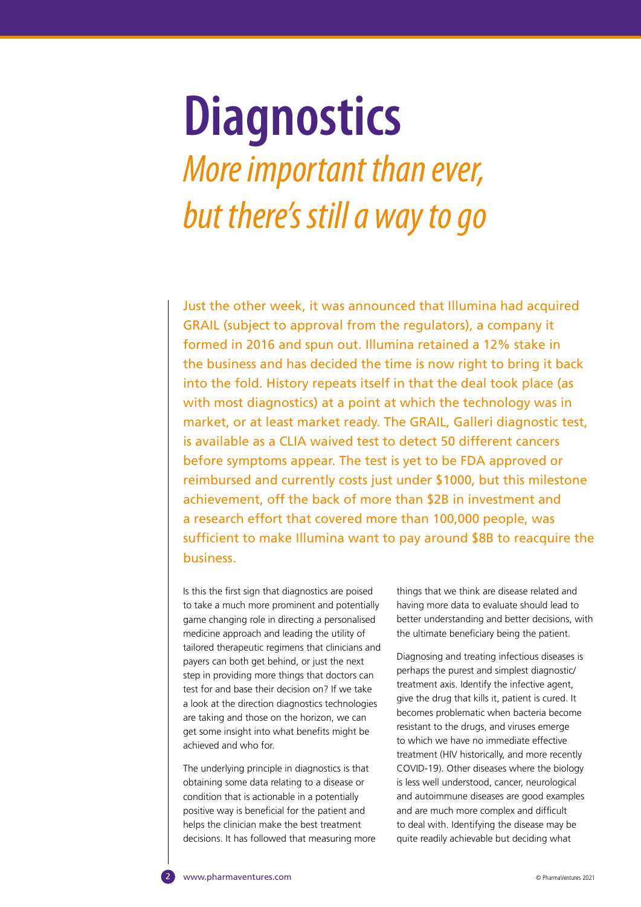# Diagnostics

## *More important than ever, but there's still a way to go*

Just the other week, it was announced that Illumina had acquired GRAIL (subject to approval from the regulators), a company it formed in 2016 and spun out. Illumina retained a 12% stake in the business and has decided the time is now right to bring it back into the fold. History repeats itself in that the deal took place (as with most diagnostics) at a point at which the technology was in market, or at least market ready. The GRAIL, Galleri diagnostic test, is available as a CLIA waived test to detect 50 different cancers before symptoms appear. The test is yet to be FDA approved or reimbursed and currently costs just under $1000, but this milestone achievement, off the back of more than $2B in investment and a research effort that covered more than 100,000 people, was sufficient to make Illumina want to pay around $8B to reacquire the business.

Is this the first sign that diagnostics are poised to take a much more prominent and potentially game changing role in directing a personalised medicine approach and leading the utility of tailored therapeutic regimens that clinicians and payers can both get behind, or just the next step in providing more things that doctors can test for and base their decision on? If we take a look at the direction diagnostics technologies are taking and those on the horizon, we can get some insight into what benefits might be achieved and who for.

The underlying principle in diagnostics is that obtaining some data relating to a disease or condition that is actionable in a potentially positive way is beneficial for the patient and helps the clinician make the best treatment decisions. It has followed that measuring more things that we think are disease related and having more data to evaluate should lead to better understanding and better decisions, with the ultimate beneficiary being the patient.

Diagnosing and treating infectious diseases is perhaps the purest and simplest diagnostic/treatment axis. Identify the infective agent, give the drug that kills it, patient is cured. It becomes problematic when bacteria become resistant to the drugs, and viruses emerge to which we have no immediate effective treatment (HIV historically, and more recently COVID-19). Other diseases where the biology is less well understood, cancer, neurological and autoimmune diseases are good examples and are much more complex and difficult to deal with. Identifying the disease may be quite readily achievable but deciding what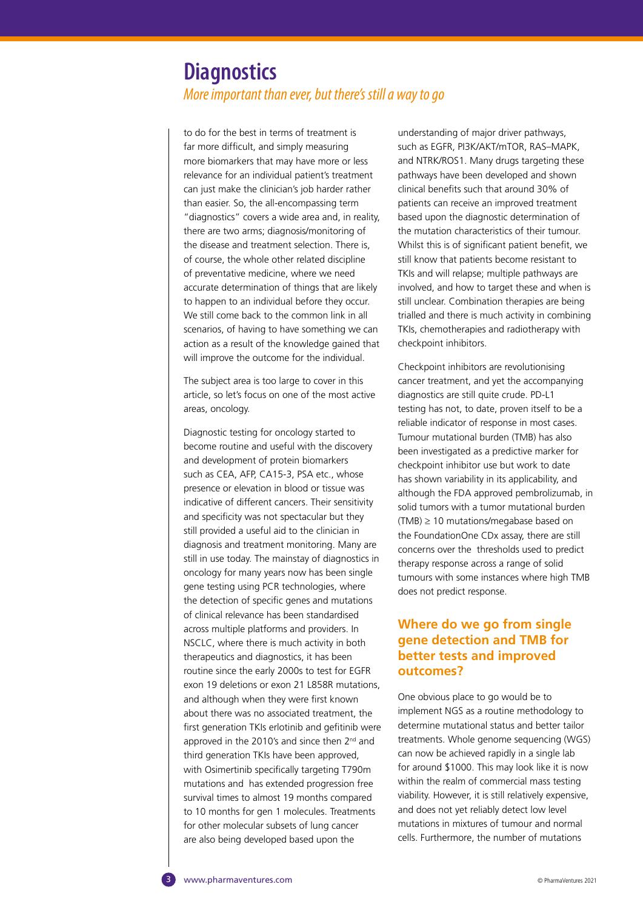# Diagnostics

*More important than ever, but there's still a way to go*

to do for the best in terms of treatment is far more difficult, and simply measuring more biomarkers that may have more or less relevance for an individual patient's treatment can just make the clinician's job harder rather than easier. So, the all-encompassing term "diagnostics" covers a wide area and, in reality, there are two arms; diagnosis/monitoring of the disease and treatment selection. There is, of course, the whole other related discipline of preventative medicine, where we need accurate determination of things that are likely to happen to an individual before they occur. We still come back to the common link in all scenarios, of having to have something we can action as a result of the knowledge gained that will improve the outcome for the individual.

The subject area is too large to cover in this article, so let's focus on one of the most active areas, oncology.

Diagnostic testing for oncology started to become routine and useful with the discovery and development of protein biomarkers such as CEA, AFP, CA15-3, PSA etc., whose presence or elevation in blood or tissue was indicative of different cancers. Their sensitivity and specificity was not spectacular but they still provided a useful aid to the clinician in diagnosis and treatment monitoring. Many are still in use today. The mainstay of diagnostics in oncology for many years now has been single gene testing using PCR technologies, where the detection of specific genes and mutations of clinical relevance has been standardised across multiple platforms and providers. In NSCLC, where there is much activity in both therapeutics and diagnostics, it has been routine since the early 2000s to test for EGFR exon 19 deletions or exon 21 L858R mutations, and although when they were first known about there was no associated treatment, the first generation TKIs erlotinib and gefitinib were approved in the 2010's and since then 2nd and third generation TKIs have been approved, with Osimertinib specifically targeting T790m mutations and has extended progression free survival times to almost 19 months compared to 10 months for gen 1 molecules. Treatments for other molecular subsets of lung cancer are also being developed based upon the understanding of major driver pathways, such as EGFR, PI3K/AKT/mTOR, RAS–MAPK, and NTRK/ROS1. Many drugs targeting these pathways have been developed and shown clinical benefits such that around 30% of patients can receive an improved treatment based upon the diagnostic determination of the mutation characteristics of their tumour. Whilst this is of significant patient benefit, we still know that patients become resistant to TKIs and will relapse; multiple pathways are involved, and how to target these and when is still unclear. Combination therapies are being trialled and there is much activity in combining TKIs, chemotherapies and radiotherapy with checkpoint inhibitors.

Checkpoint inhibitors are revolutionising cancer treatment, and yet the accompanying diagnostics are still quite crude. PD-L1 testing has not, to date, proven itself to be a reliable indicator of response in most cases. Tumour mutational burden (TMB) has also been investigated as a predictive marker for checkpoint inhibitor use but work to date has shown variability in its applicability, and although the FDA approved pembrolizumab, in solid tumors with a tumor mutational burden (TMB) $\geq$ 10 mutations/megabase based on the FoundationOne CDx assay, there are still concerns over the thresholds used to predict therapy response across a range of solid tumours with some instances where high TMB does not predict response.

## Where do we go from single gene detection and TMB for better tests and improved outcomes?

One obvious place to go would be to implement NGS as a routine methodology to determine mutational status and better tailor treatments. Whole genome sequencing (WGS) can now be achieved rapidly in a single lab for around $1000. This may look like it is now within the realm of commercial mass testing viability. However, it is still relatively expensive, and does not yet reliably detect low level mutations in mixtures of tumour and normal cells. Furthermore, the number of mutations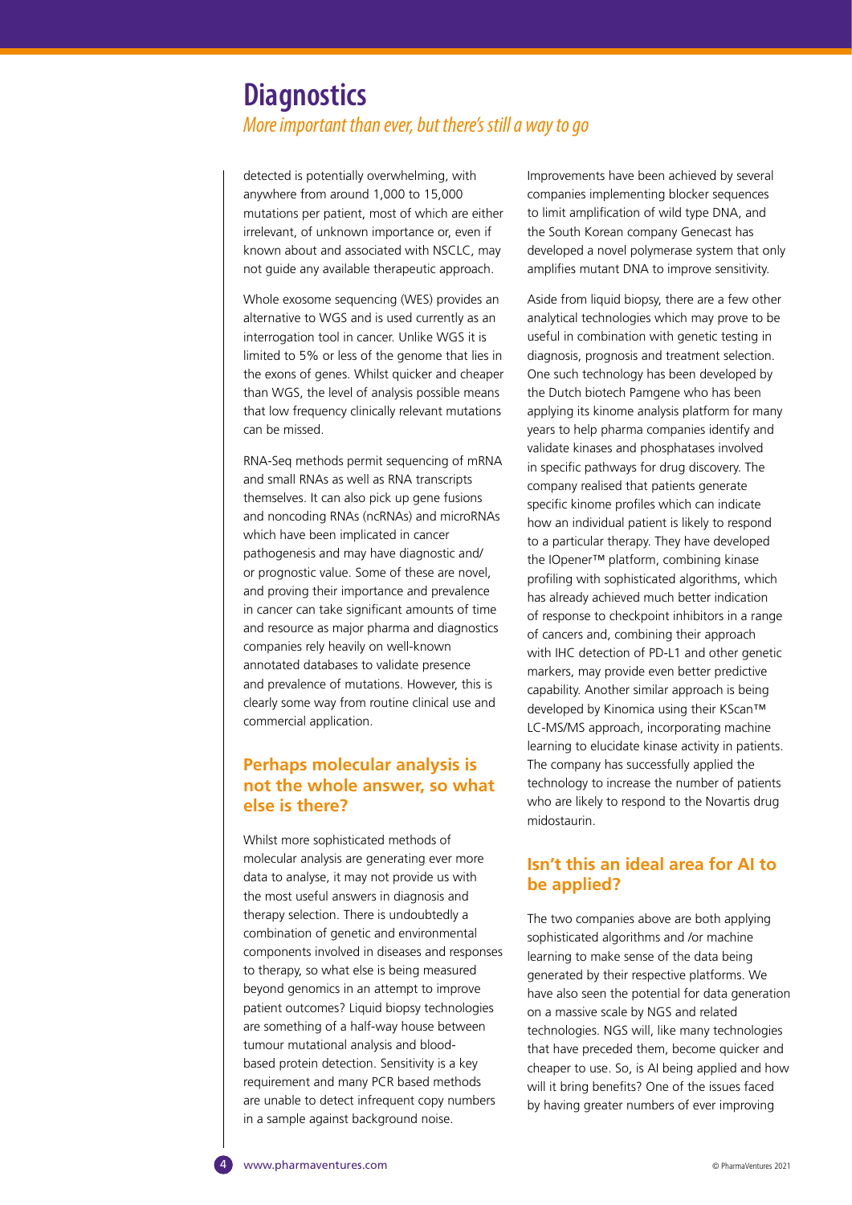# Diagnostics

*More important than ever, but there's still a way to go*

detected is potentially overwhelming, with anywhere from around 1,000 to 15,000 mutations per patient, most of which are either irrelevant, of unknown importance or, even if known about and associated with NSCLC, may not guide any available therapeutic approach.

Whole exosome sequencing (WES) provides an alternative to WGS and is used currently as an interrogation tool in cancer. Unlike WGS it is limited to 5% or less of the genome that lies in the exons of genes. Whilst quicker and cheaper than WGS, the level of analysis possible means that low frequency clinically relevant mutations can be missed.

RNA-Seq methods permit sequencing of mRNA and small RNAs as well as RNA transcripts themselves. It can also pick up gene fusions and noncoding RNAs (ncRNAs) and microRNAs which have been implicated in cancer pathogenesis and may have diagnostic and/or prognostic value. Some of these are novel, and proving their importance and prevalence in cancer can take significant amounts of time and resource as major pharma and diagnostics companies rely heavily on well-known annotated databases to validate presence and prevalence of mutations. However, this is clearly some way from routine clinical use and commercial application.

## Perhaps molecular analysis is not the whole answer, so what else is there?

Whilst more sophisticated methods of molecular analysis are generating ever more data to analyse, it may not provide us with the most useful answers in diagnosis and therapy selection. There is undoubtedly a combination of genetic and environmental components involved in diseases and responses to therapy, so what else is being measured beyond genomics in an attempt to improve patient outcomes? Liquid biopsy technologies are something of a half-way house between tumour mutational analysis and blood-based protein detection. Sensitivity is a key requirement and many PCR based methods are unable to detect infrequent copy numbers in a sample against background noise.

Improvements have been achieved by several companies implementing blocker sequences to limit amplification of wild type DNA, and the South Korean company Genecast has developed a novel polymerase system that only amplifies mutant DNA to improve sensitivity.

Aside from liquid biopsy, there are a few other analytical technologies which may prove to be useful in combination with genetic testing in diagnosis, prognosis and treatment selection. One such technology has been developed by the Dutch biotech Pamgene who has been applying its kinome analysis platform for many years to help pharma companies identify and validate kinases and phosphatases involved in specific pathways for drug discovery. The company realised that patients generate specific kinome profiles which can indicate how an individual patient is likely to respond to a particular therapy. They have developed the IOpener™ platform, combining kinase profiling with sophisticated algorithms, which has already achieved much better indication of response to checkpoint inhibitors in a range of cancers and, combining their approach with IHC detection of PD-L1 and other genetic markers, may provide even better predictive capability. Another similar approach is being developed by Kinomica using their KScan™ LC-MS/MS approach, incorporating machine learning to elucidate kinase activity in patients. The company has successfully applied the technology to increase the number of patients who are likely to respond to the Novartis drug midostaurin.

## Isn't this an ideal area for AI to be applied?

The two companies above are both applying sophisticated algorithms and /or machine learning to make sense of the data being generated by their respective platforms. We have also seen the potential for data generation on a massive scale by NGS and related technologies. NGS will, like many technologies that have preceded them, become quicker and cheaper to use. So, is AI being applied and how will it bring benefits? One of the issues faced by having greater numbers of ever improving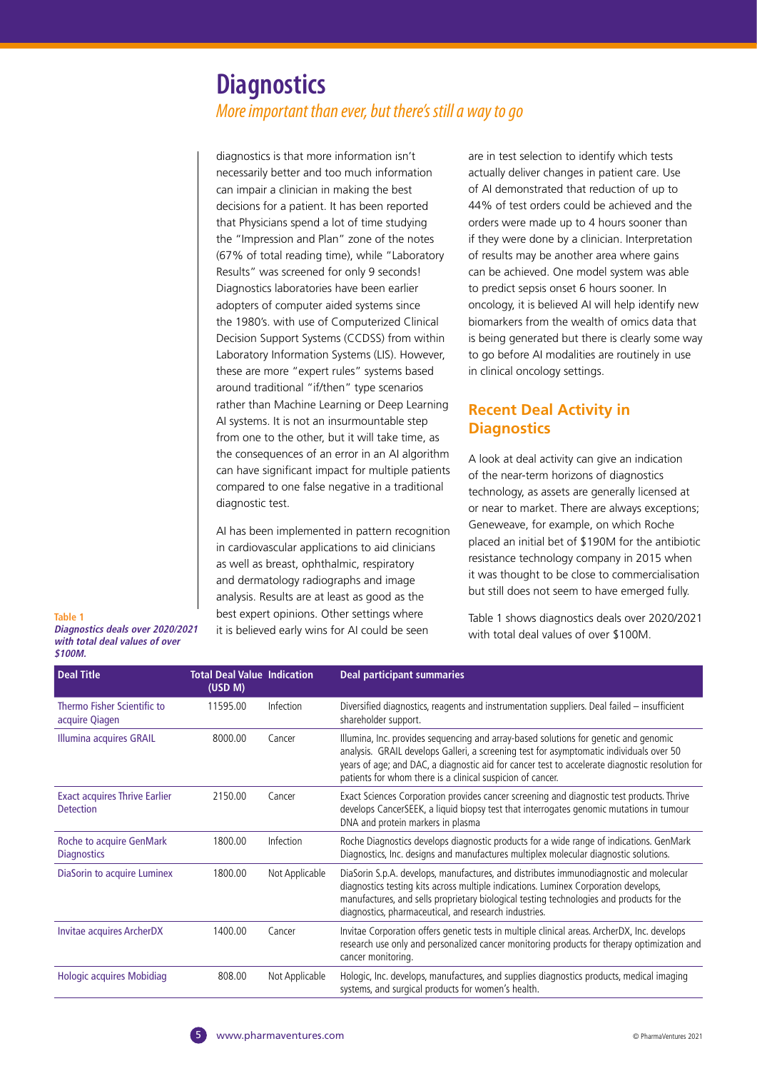# Diagnostics

*More important than ever, but there's still a way to go*

diagnostics is that more information isn't necessarily better and too much information can impair a clinician in making the best decisions for a patient. It has been reported that Physicians spend a lot of time studying the "Impression and Plan" zone of the notes (67% of total reading time), while "Laboratory Results" was screened for only 9 seconds! Diagnostics laboratories have been earlier adopters of computer aided systems since the 1980's. with use of Computerized Clinical Decision Support Systems (CCDSS) from within Laboratory Information Systems (LIS). However, these are more "expert rules" systems based around traditional "if/then" type scenarios rather than Machine Learning or Deep Learning AI systems. It is not an insurmountable step from one to the other, but it will take time, as the consequences of an error in an AI algorithm can have significant impact for multiple patients compared to one false negative in a traditional diagnostic test.

AI has been implemented in pattern recognition in cardiovascular applications to aid clinicians as well as breast, ophthalmic, respiratory and dermatology radiographs and image analysis. Results are at least as good as the best expert opinions. Other settings where it is believed early wins for AI could be seen are in test selection to identify which tests actually deliver changes in patient care. Use of AI demonstrated that reduction of up to 44% of test orders could be achieved and the orders were made up to 4 hours sooner than if they were done by a clinician. Interpretation of results may be another area where gains can be achieved. One model system was able to predict sepsis onset 6 hours sooner. In oncology, it is believed AI will help identify new biomarkers from the wealth of omics data that is being generated but there is clearly some way to go before AI modalities are routinely in use in clinical oncology settings.

## Recent Deal Activity in Diagnostics

A look at deal activity can give an indication of the near-term horizons of diagnostics technology, as assets are generally licensed at or near to market. There are always exceptions; Geneweave, for example, on which Roche placed an initial bet of $190M for the antibiotic resistance technology company in 2015 when it was thought to be close to commercialisation but still does not seem to have emerged fully.

Table 1 shows diagnostics deals over 2020/2021 with total deal values of over $100M.

**Table 1**
***Diagnostics deals over 2020/2021 with total deal values of over $100M.***

| Deal Title | Total Deal Value (USD M) | Indication | Deal participant summaries |
|---|---|---|---|
| Thermo Fisher Scientific to acquire Qiagen | 11595.00 | Infection | Diversified diagnostics, reagents and instrumentation suppliers. Deal failed – insufficient shareholder support. |
| Illumina acquires GRAIL | 8000.00 | Cancer | Illumina, Inc. provides sequencing and array-based solutions for genetic and genomic analysis. GRAIL develops Galleri, a screening test for asymptomatic individuals over 50 years of age; and DAC, a diagnostic aid for cancer test to accelerate diagnostic resolution for patients for whom there is a clinical suspicion of cancer. |
| Exact acquires Thrive Earlier Detection | 2150.00 | Cancer | Exact Sciences Corporation provides cancer screening and diagnostic test products. Thrive develops CancerSEEK, a liquid biopsy test that interrogates genomic mutations in tumour DNA and protein markers in plasma |
| Roche to acquire GenMark Diagnostics | 1800.00 | Infection | Roche Diagnostics develops diagnostic products for a wide range of indications. GenMark Diagnostics, Inc. designs and manufactures multiplex molecular diagnostic solutions. |
| DiaSorin to acquire Luminex | 1800.00 | Not Applicable | DiaSorin S.p.A. develops, manufactures, and distributes immunodiagnostic and molecular diagnostics testing kits across multiple indications. Luminex Corporation develops, manufactures, and sells proprietary biological testing technologies and products for the diagnostics, pharmaceutical, and research industries. |
| Invitae acquires ArcherDX | 1400.00 | Cancer | Invitae Corporation offers genetic tests in multiple clinical areas. ArcherDX, Inc. develops research use only and personalized cancer monitoring products for therapy optimization and cancer monitoring. |
| Hologic acquires Mobidiag | 808.00 | Not Applicable | Hologic, Inc. develops, manufactures, and supplies diagnostics products, medical imaging systems, and surgical products for women's health. |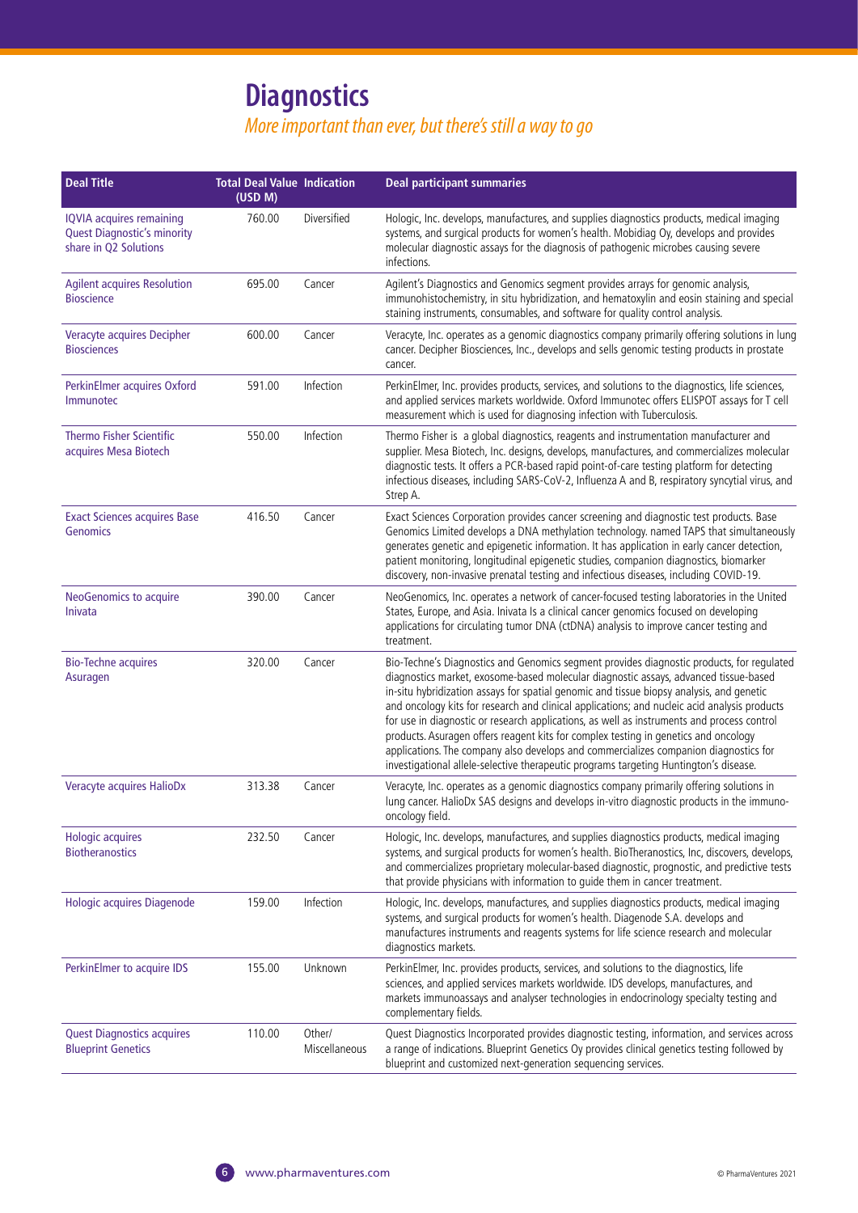# Diagnostics

*More important than ever, but there's still a way to go*

| Deal Title | Total Deal Value (USD M) | Indication | Deal participant summaries |
|---|---|---|---|
| IQVIA acquires remaining Quest Diagnostic's minority share in Q2 Solutions | 760.00 | Diversified | Hologic, Inc. develops, manufactures, and supplies diagnostics products, medical imaging systems, and surgical products for women's health. Mobidiag Oy, develops and provides molecular diagnostic assays for the diagnosis of pathogenic microbes causing severe infections. |
| Agilent acquires Resolution Bioscience | 695.00 | Cancer | Agilent's Diagnostics and Genomics segment provides arrays for genomic analysis, immunohistochemistry, in situ hybridization, and hematoxylin and eosin staining and special staining instruments, consumables, and software for quality control analysis. |
| Veracyte acquires Decipher Biosciences | 600.00 | Cancer | Veracyte, Inc. operates as a genomic diagnostics company primarily offering solutions in lung cancer. Decipher Biosciences, Inc., develops and sells genomic testing products in prostate cancer. |
| PerkinElmer acquires Oxford Immunotec | 591.00 | Infection | PerkinElmer, Inc. provides products, services, and solutions to the diagnostics, life sciences, and applied services markets worldwide. Oxford Immunotec offers ELISPOT assays for T cell measurement which is used for diagnosing infection with Tuberculosis. |
| Thermo Fisher Scientific acquires Mesa Biotech | 550.00 | Infection | Thermo Fisher is a global diagnostics, reagents and instrumentation manufacturer and supplier. Mesa Biotech, Inc. designs, develops, manufactures, and commercializes molecular diagnostic tests. It offers a PCR-based rapid point-of-care testing platform for detecting infectious diseases, including SARS-CoV-2, Influenza A and B, respiratory syncytial virus, and Strep A. |
| Exact Sciences acquires Base Genomics | 416.50 | Cancer | Exact Sciences Corporation provides cancer screening and diagnostic test products. Base Genomics Limited develops a DNA methylation technology. named TAPS that simultaneously generates genetic and epigenetic information. It has application in early cancer detection, patient monitoring, longitudinal epigenetic studies, companion diagnostics, biomarker discovery, non-invasive prenatal testing and infectious diseases, including COVID-19. |
| NeoGenomics to acquire Inivata | 390.00 | Cancer | NeoGenomics, Inc. operates a network of cancer-focused testing laboratories in the United States, Europe, and Asia. Inivata Is a clinical cancer genomics focused on developing applications for circulating tumor DNA (ctDNA) analysis to improve cancer testing and treatment. |
| Bio-Techne acquires Asuragen | 320.00 | Cancer | Bio-Techne's Diagnostics and Genomics segment provides diagnostic products, for regulated diagnostics market, exosome-based molecular diagnostic assays, advanced tissue-based in-situ hybridization assays for spatial genomic and tissue biopsy analysis, and genetic and oncology kits for research and clinical applications; and nucleic acid analysis products for use in diagnostic or research applications, as well as instruments and process control products. Asuragen offers reagent kits for complex testing in genetics and oncology applications. The company also develops and commercializes companion diagnostics for investigational allele-selective therapeutic programs targeting Huntington's disease. |
| Veracyte acquires HalioDx | 313.38 | Cancer | Veracyte, Inc. operates as a genomic diagnostics company primarily offering solutions in lung cancer. HalioDx SAS designs and develops in-vitro diagnostic products in the immuno-oncology field. |
| Hologic acquires Biotheranostics | 232.50 | Cancer | Hologic, Inc. develops, manufactures, and supplies diagnostics products, medical imaging systems, and surgical products for women's health. BioTheranostics, Inc, discovers, develops, and commercializes proprietary molecular-based diagnostic, prognostic, and predictive tests that provide physicians with information to guide them in cancer treatment. |
| Hologic acquires Diagenode | 159.00 | Infection | Hologic, Inc. develops, manufactures, and supplies diagnostics products, medical imaging systems, and surgical products for women's health. Diagenode S.A. develops and manufactures instruments and reagents systems for life science research and molecular diagnostics markets. |
| PerkinElmer to acquire IDS | 155.00 | Unknown | PerkinElmer, Inc. provides products, services, and solutions to the diagnostics, life sciences, and applied services markets worldwide. IDS develops, manufactures, and markets immunoassays and analyser technologies in endocrinology specialty testing and complementary fields. |
| Quest Diagnostics acquires Blueprint Genetics | 110.00 | Other/ Miscellaneous | Quest Diagnostics Incorporated provides diagnostic testing, information, and services across a range of indications. Blueprint Genetics Oy provides clinical genetics testing followed by blueprint and customized next-generation sequencing services. |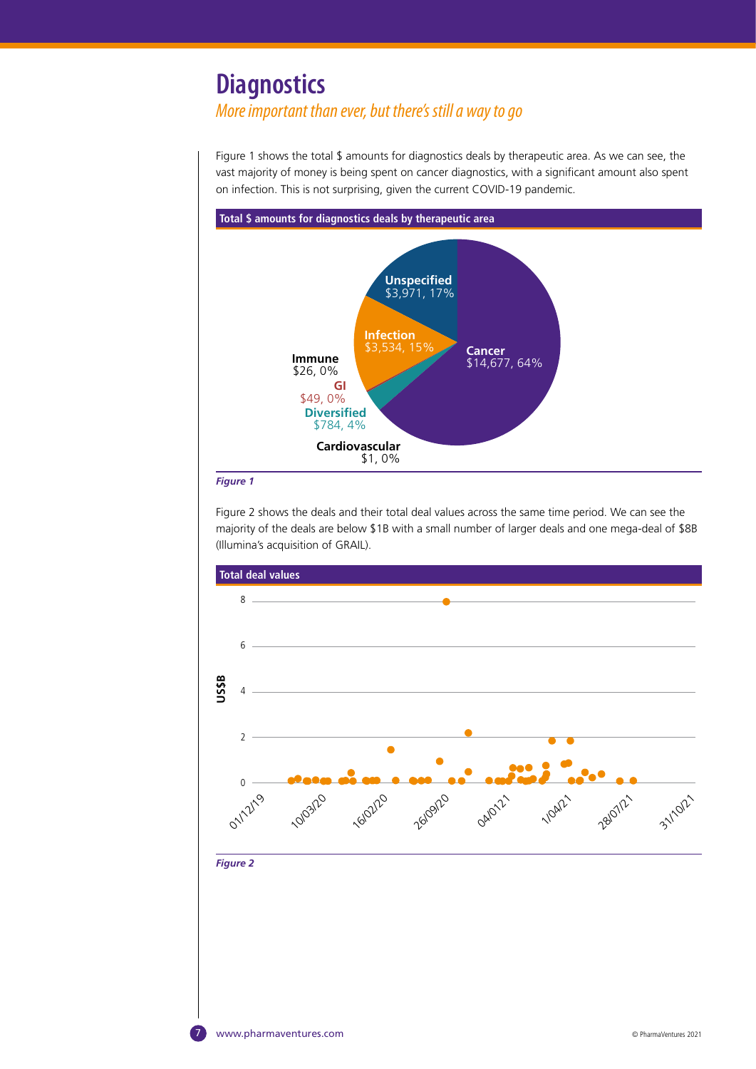# Diagnostics

*More important than ever, but there's still a way to go*

Figure 1 shows the total $ amounts for diagnostics deals by therapeutic area. As we can see, the vast majority of money is being spent on cancer diagnostics, with a significant amount also spent on infection. This is not surprising, given the current COVID-19 pandemic.

**Total $ amounts for diagnostics deals by therapeutic area**

| Therapeutic area | Total $ | Share |
| --- | --- | --- |
| Cancer | $14,677 | 64% |
| Unspecified | $3,971 | 17% |
| Infection | $3,534 | 15% |
| Diversified | $784 | 4% |
| GI | $49 | 0% |
| Immune | $26 | 0% |
| Cardiovascular | $1 | 0% |

*Figure 1*

Figure 2 shows the deals and their total deal values across the same time period. We can see the majority of the deals are below $1B with a small number of larger deals and one mega-deal of $8B (Illumina's acquisition of GRAIL).

**Total deal values**

*Figure 2*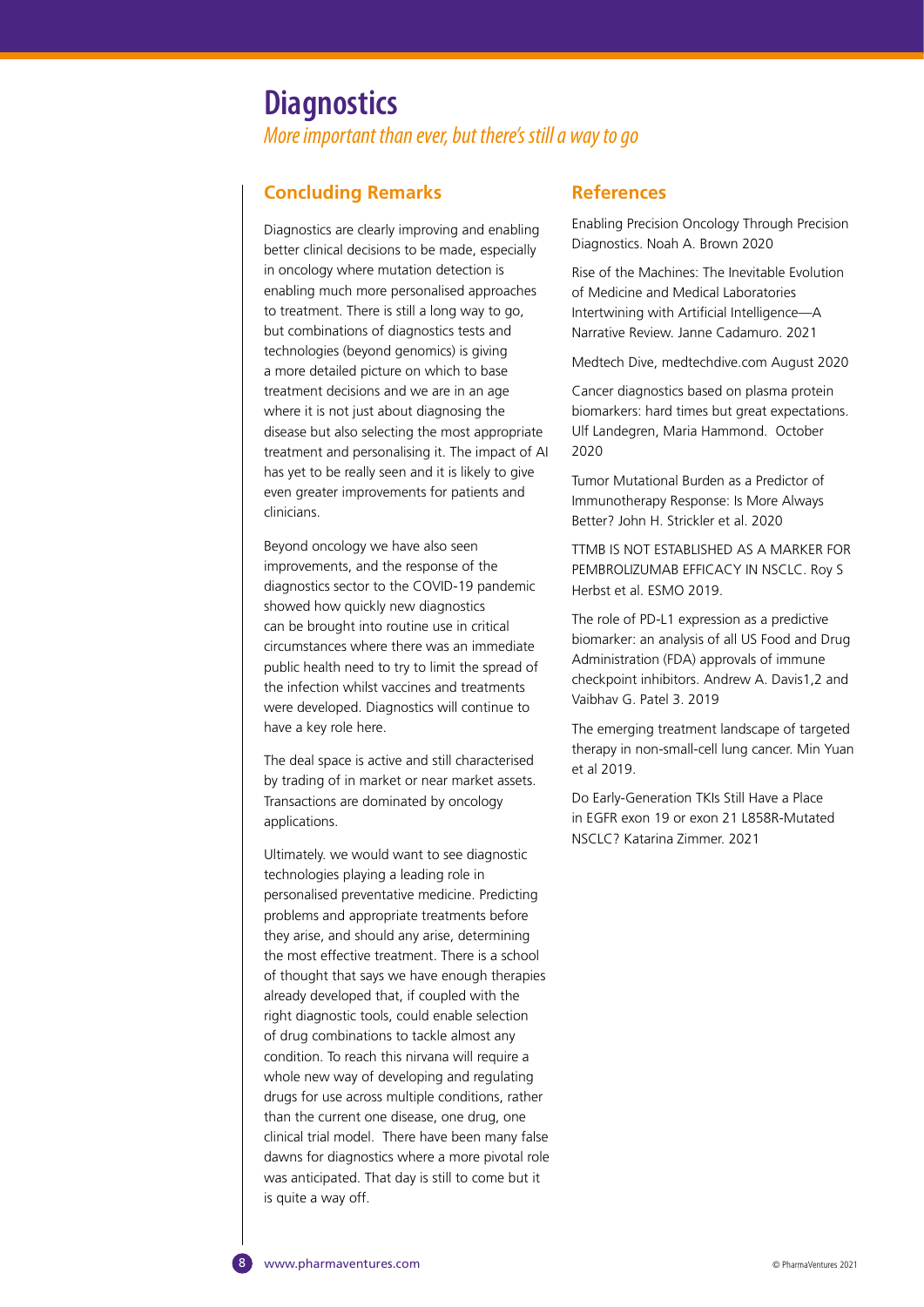# Diagnostics

*More important than ever, but there's still a way to go*

## Concluding Remarks

Diagnostics are clearly improving and enabling better clinical decisions to be made, especially in oncology where mutation detection is enabling much more personalised approaches to treatment. There is still a long way to go, but combinations of diagnostics tests and technologies (beyond genomics) is giving a more detailed picture on which to base treatment decisions and we are in an age where it is not just about diagnosing the disease but also selecting the most appropriate treatment and personalising it. The impact of AI has yet to be really seen and it is likely to give even greater improvements for patients and clinicians.

Beyond oncology we have also seen improvements, and the response of the diagnostics sector to the COVID-19 pandemic showed how quickly new diagnostics can be brought into routine use in critical circumstances where there was an immediate public health need to try to limit the spread of the infection whilst vaccines and treatments were developed. Diagnostics will continue to have a key role here.

The deal space is active and still characterised by trading of in market or near market assets. Transactions are dominated by oncology applications.

Ultimately. we would want to see diagnostic technologies playing a leading role in personalised preventative medicine. Predicting problems and appropriate treatments before they arise, and should any arise, determining the most effective treatment. There is a school of thought that says we have enough therapies already developed that, if coupled with the right diagnostic tools, could enable selection of drug combinations to tackle almost any condition. To reach this nirvana will require a whole new way of developing and regulating drugs for use across multiple conditions, rather than the current one disease, one drug, one clinical trial model. There have been many false dawns for diagnostics where a more pivotal role was anticipated. That day is still to come but it is quite a way off.

## References

Enabling Precision Oncology Through Precision Diagnostics. Noah A. Brown 2020

Rise of the Machines: The Inevitable Evolution of Medicine and Medical Laboratories Intertwining with Artificial Intelligence—A Narrative Review. Janne Cadamuro. 2021

Medtech Dive, medtechdive.com August 2020

Cancer diagnostics based on plasma protein biomarkers: hard times but great expectations. Ulf Landegren, Maria Hammond. October 2020

Tumor Mutational Burden as a Predictor of Immunotherapy Response: Is More Always Better? John H. Strickler et al. 2020

TTMB IS NOT ESTABLISHED AS A MARKER FOR PEMBROLIZUMAB EFFICACY IN NSCLC. Roy S Herbst et al. ESMO 2019.

The role of PD-L1 expression as a predictive biomarker: an analysis of all US Food and Drug Administration (FDA) approvals of immune checkpoint inhibitors. Andrew A. Davis1,2 and Vaibhav G. Patel 3. 2019

The emerging treatment landscape of targeted therapy in non-small-cell lung cancer. Min Yuan et al 2019.

Do Early-Generation TKIs Still Have a Place in EGFR exon 19 or exon 21 L858R-Mutated NSCLC? Katarina Zimmer. 2021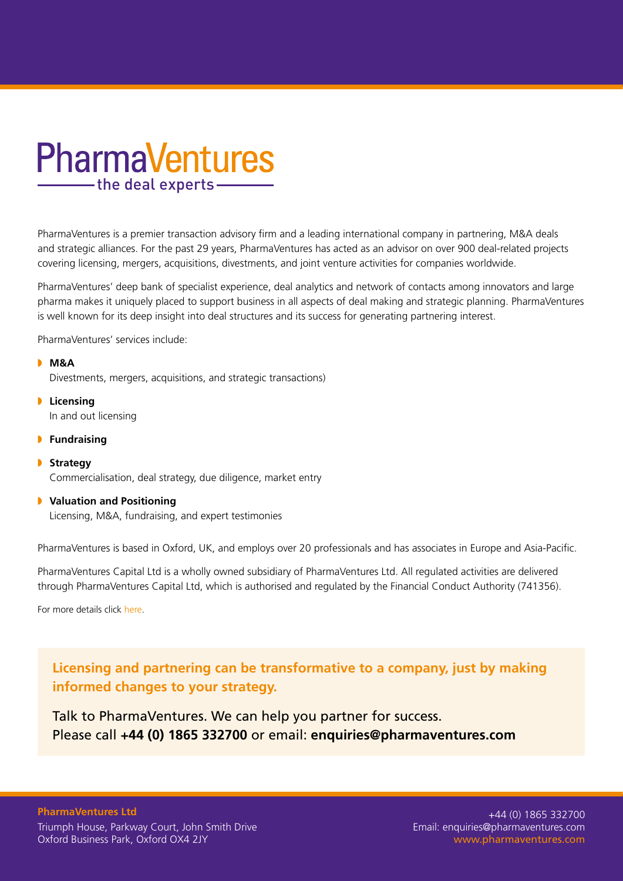# PharmaVentures

the deal experts

PharmaVentures is a premier transaction advisory firm and a leading international company in partnering, M&A deals and strategic alliances. For the past 29 years, PharmaVentures has acted as an advisor on over 900 deal-related projects covering licensing, mergers, acquisitions, divestments, and joint venture activities for companies worldwide.

PharmaVentures' deep bank of specialist experience, deal analytics and network of contacts among innovators and large pharma makes it uniquely placed to support business in all aspects of deal making and strategic planning. PharmaVentures is well known for its deep insight into deal structures and its success for generating partnering interest.

PharmaVentures' services include:

- **M&A**
  Divestments, mergers, acquisitions, and strategic transactions)
- **Licensing**
  In and out licensing
- **Fundraising**
- **Strategy**
  Commercialisation, deal strategy, due diligence, market entry
- **Valuation and Positioning**
  Licensing, M&A, fundraising, and expert testimonies

PharmaVentures is based in Oxford, UK, and employs over 20 professionals and has associates in Europe and Asia-Pacific.

PharmaVentures Capital Ltd is a wholly owned subsidiary of PharmaVentures Ltd. All regulated activities are delivered through PharmaVentures Capital Ltd, which is authorised and regulated by the Financial Conduct Authority (741356).

For more details click here.

**Licensing and partnering can be transformative to a company, just by making informed changes to your strategy.**

Talk to PharmaVentures. We can help you partner for success.
Please call **+44 (0) 1865 332700** or email: **enquiries@pharmaventures.com**

**PharmaVentures Ltd**
Triumph House, Parkway Court, John Smith Drive
Oxford Business Park, Oxford OX4 2JY

+44 (0) 1865 332700
Email: enquiries@pharmaventures.com
www.pharmaventures.com